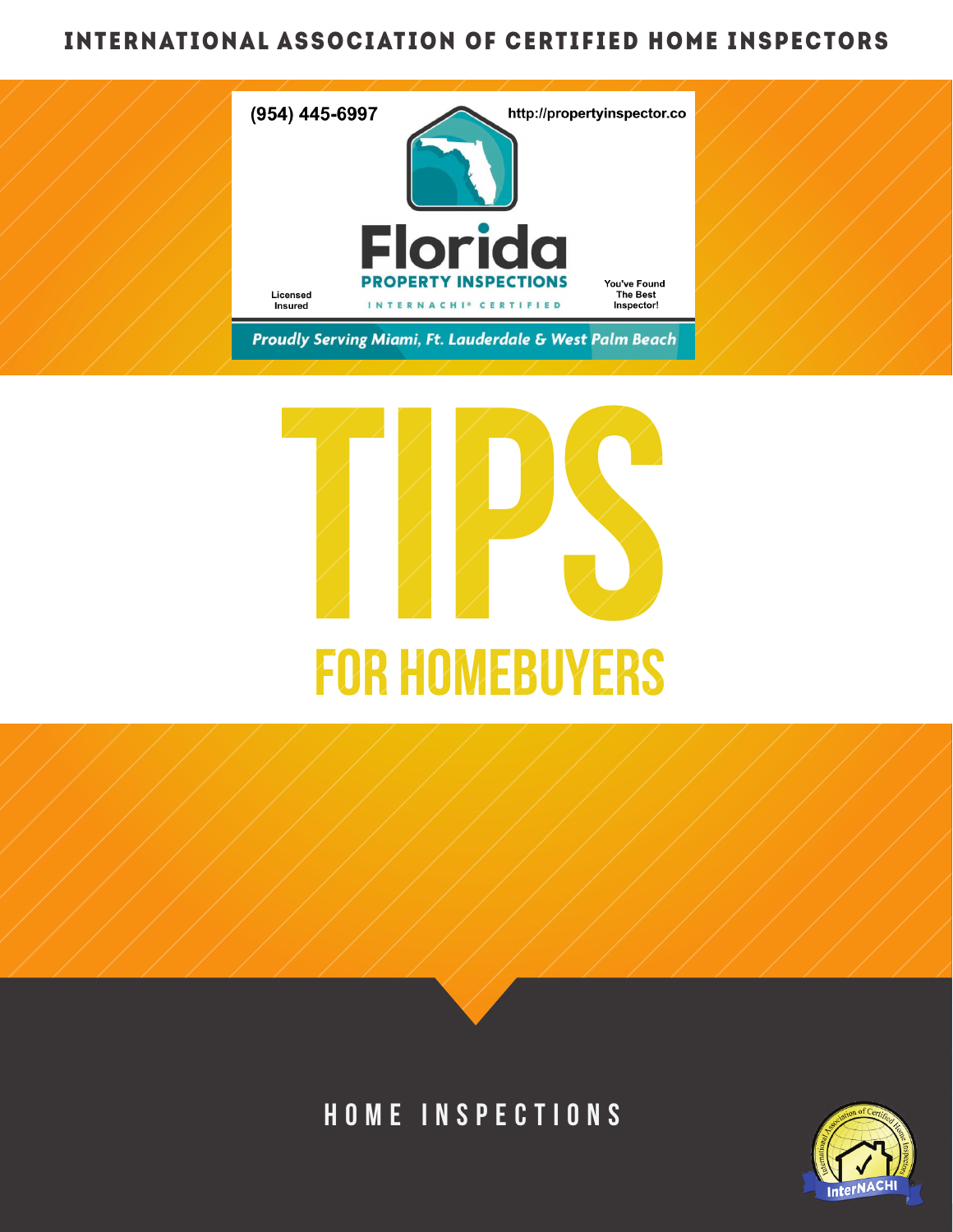INTERNATIONAL ASSOCIATION OF CERTIFIED HOME INSPECTORS

(954) 445-6997

http://propertyinspector.co

**Florida**

**PROPERTY INSPECTIONS**

INTERNACHI® CERTIFIED

Licensed
Insured

You've Found
The Best
Inspector!

*Proudly Serving Miami, Ft. Lauderdale & West Palm Beach*

# TIPS

## FOR HOMEBUYERS

HOME INSPECTIONS

InterNACHI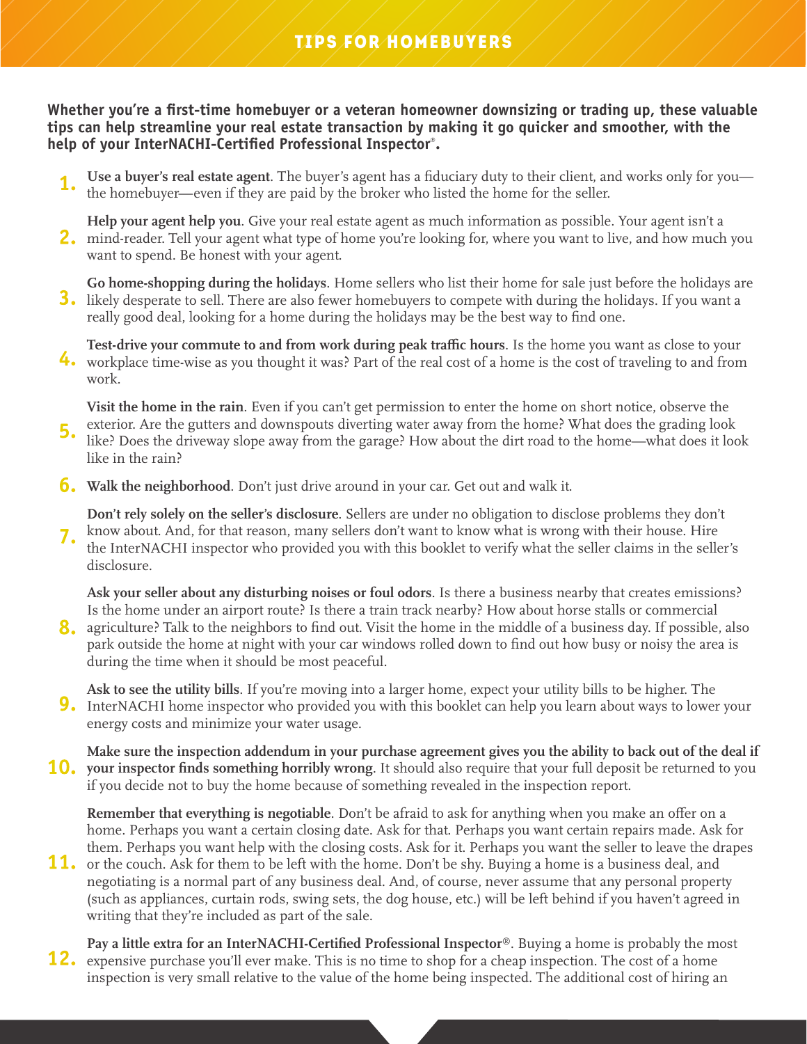# TIPS FOR HOMEBUYERS

**Whether you're a first-time homebuyer or a veteran homeowner downsizing or trading up, these valuable tips can help streamline your real estate transaction by making it go quicker and smoother, with the help of your InterNACHI-Certified Professional Inspector®.**

1. **Use a buyer's real estate agent**. The buyer's agent has a fiduciary duty to their client, and works only for you—the homebuyer—even if they are paid by the broker who listed the home for the seller.
2. **Help your agent help you**. Give your real estate agent as much information as possible. Your agent isn't a mind-reader. Tell your agent what type of home you're looking for, where you want to live, and how much you want to spend. Be honest with your agent.
3. **Go home-shopping during the holidays**. Home sellers who list their home for sale just before the holidays are likely desperate to sell. There are also fewer homebuyers to compete with during the holidays. If you want a really good deal, looking for a home during the holidays may be the best way to find one.
4. **Test-drive your commute to and from work during peak traffic hours**. Is the home you want as close to your workplace time-wise as you thought it was? Part of the real cost of a home is the cost of traveling to and from work.
5. **Visit the home in the rain**. Even if you can't get permission to enter the home on short notice, observe the exterior. Are the gutters and downspouts diverting water away from the home? What does the grading look like? Does the driveway slope away from the garage? How about the dirt road to the home—what does it look like in the rain?
6. **Walk the neighborhood**. Don't just drive around in your car. Get out and walk it.
7. **Don't rely solely on the seller's disclosure**. Sellers are under no obligation to disclose problems they don't know about. And, for that reason, many sellers don't want to know what is wrong with their house. Hire the InterNACHI inspector who provided you with this booklet to verify what the seller claims in the seller's disclosure.
8. **Ask your seller about any disturbing noises or foul odors**. Is there a business nearby that creates emissions? Is the home under an airport route? Is there a train track nearby? How about horse stalls or commercial agriculture? Talk to the neighbors to find out. Visit the home in the middle of a business day. If possible, also park outside the home at night with your car windows rolled down to find out how busy or noisy the area is during the time when it should be most peaceful.
9. **Ask to see the utility bills**. If you're moving into a larger home, expect your utility bills to be higher. The InterNACHI home inspector who provided you with this booklet can help you learn about ways to lower your energy costs and minimize your water usage.
10. **Make sure the inspection addendum in your purchase agreement gives you the ability to back out of the deal if your inspector finds something horribly wrong**. It should also require that your full deposit be returned to you if you decide not to buy the home because of something revealed in the inspection report.
11. **Remember that everything is negotiable**. Don't be afraid to ask for anything when you make an offer on a home. Perhaps you want a certain closing date. Ask for that. Perhaps you want certain repairs made. Ask for them. Perhaps you want help with the closing costs. Ask for it. Perhaps you want the seller to leave the drapes or the couch. Ask for them to be left with the home. Don't be shy. Buying a home is a business deal, and negotiating is a normal part of any business deal. And, of course, never assume that any personal property (such as appliances, curtain rods, swing sets, the dog house, etc.) will be left behind if you haven't agreed in writing that they're included as part of the sale.
12. **Pay a little extra for an InterNACHI-Certified Professional Inspector®**. Buying a home is probably the most expensive purchase you'll ever make. This is no time to shop for a cheap inspection. The cost of a home inspection is very small relative to the value of the home being inspected. The additional cost of hiring an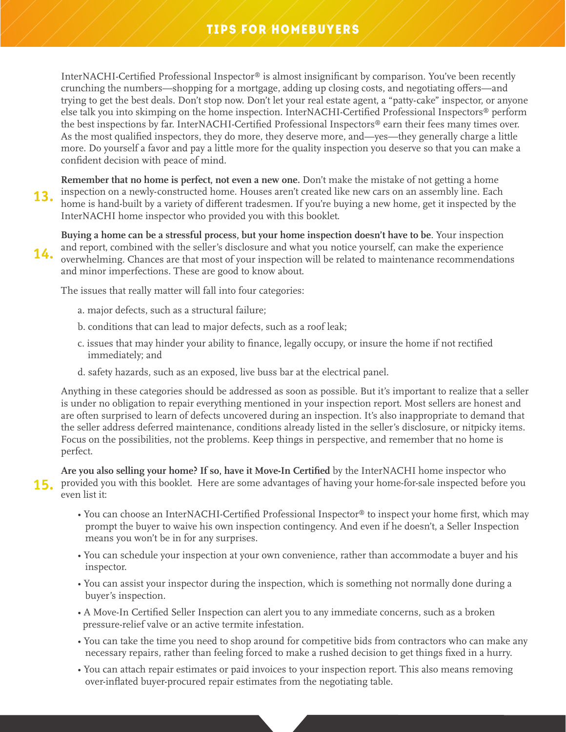InterNACHI-Certified Professional Inspector® is almost insignificant by comparison. You've been recently crunching the numbers—shopping for a mortgage, adding up closing costs, and negotiating offers—and trying to get the best deals. Don't stop now. Don't let your real estate agent, a "patty-cake" inspector, or anyone else talk you into skimping on the home inspection. InterNACHI-Certified Professional Inspectors® perform the best inspections by far. InterNACHI-Certified Professional Inspectors® earn their fees many times over. As the most qualified inspectors, they do more, they deserve more, and—yes—they generally charge a little more. Do yourself a favor and pay a little more for the quality inspection you deserve so that you can make a confident decision with peace of mind.

**13.** **Remember that no home is perfect, not even a new one.** Don't make the mistake of not getting a home inspection on a newly-constructed home. Houses aren't created like new cars on an assembly line. Each home is hand-built by a variety of different tradesmen. If you're buying a new home, get it inspected by the InterNACHI home inspector who provided you with this booklet.

**14.** **Buying a home can be a stressful process, but your home inspection doesn't have to be**. Your inspection and report, combined with the seller's disclosure and what you notice yourself, can make the experience overwhelming. Chances are that most of your inspection will be related to maintenance recommendations and minor imperfections. These are good to know about.

The issues that really matter will fall into four categories:

a. major defects, such as a structural failure;

b. conditions that can lead to major defects, such as a roof leak;

c. issues that may hinder your ability to finance, legally occupy, or insure the home if not rectified immediately; and

d. safety hazards, such as an exposed, live buss bar at the electrical panel.

Anything in these categories should be addressed as soon as possible. But it's important to realize that a seller is under no obligation to repair everything mentioned in your inspection report. Most sellers are honest and are often surprised to learn of defects uncovered during an inspection. It's also inappropriate to demand that the seller address deferred maintenance, conditions already listed in the seller's disclosure, or nitpicky items. Focus on the possibilities, not the problems. Keep things in perspective, and remember that no home is perfect.

**15.** **Are you also selling your home? If so, have it Move-In Certified** by the InterNACHI home inspector who provided you with this booklet. Here are some advantages of having your home-for-sale inspected before you even list it:

- You can choose an InterNACHI-Certified Professional Inspector® to inspect your home first, which may prompt the buyer to waive his own inspection contingency. And even if he doesn't, a Seller Inspection means you won't be in for any surprises.
- You can schedule your inspection at your own convenience, rather than accommodate a buyer and his inspector.
- You can assist your inspector during the inspection, which is something not normally done during a buyer's inspection.
- A Move-In Certified Seller Inspection can alert you to any immediate concerns, such as a broken pressure-relief valve or an active termite infestation.
- You can take the time you need to shop around for competitive bids from contractors who can make any necessary repairs, rather than feeling forced to make a rushed decision to get things fixed in a hurry.
- You can attach repair estimates or paid invoices to your inspection report. This also means removing over-inflated buyer-procured repair estimates from the negotiating table.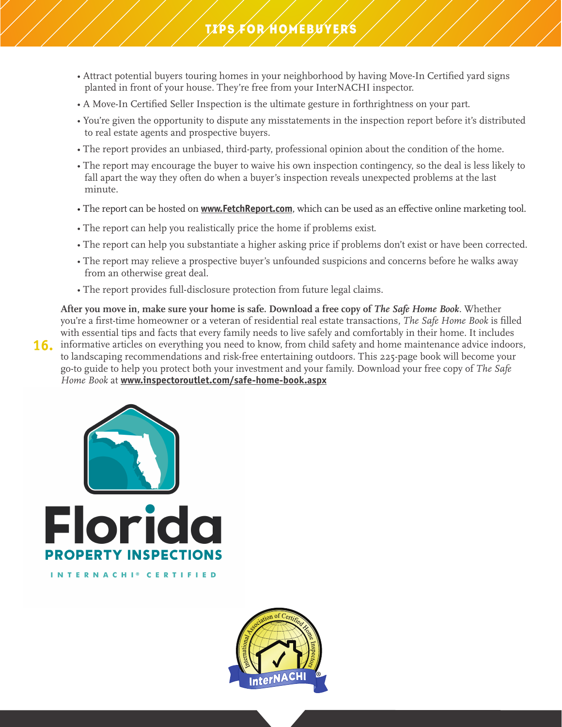- Attract potential buyers touring homes in your neighborhood by having Move-In Certified yard signs planted in front of your house. They're free from your InterNACHI inspector.
- A Move-In Certified Seller Inspection is the ultimate gesture in forthrightness on your part.
- You're given the opportunity to dispute any misstatements in the inspection report before it's distributed to real estate agents and prospective buyers.
- The report provides an unbiased, third-party, professional opinion about the condition of the home.
- The report may encourage the buyer to waive his own inspection contingency, so the deal is less likely to fall apart the way they often do when a buyer's inspection reveals unexpected problems at the last minute.
- The report can be hosted on **www.FetchReport.com**, which can be used as an effective online marketing tool.
- The report can help you realistically price the home if problems exist.
- The report can help you substantiate a higher asking price if problems don't exist or have been corrected.
- The report may relieve a prospective buyer's unfounded suspicions and concerns before he walks away from an otherwise great deal.
- The report provides full-disclosure protection from future legal claims.

**16.** **After you move in, make sure your home is safe. Download a free copy of *The Safe Home Book*.** Whether you're a first-time homeowner or a veteran of residential real estate transactions, *The Safe Home Book* is filled with essential tips and facts that every family needs to live safely and comfortably in their home. It includes informative articles on everything you need to know, from child safety and home maintenance advice indoors, to landscaping recommendations and risk-free entertaining outdoors. This 225-page book will become your go-to guide to help you protect both your investment and your family. Download your free copy of *The Safe Home Book* at **www.inspectoroutlet.com/safe-home-book.aspx**

Florida PROPERTY INSPECTIONS

INTERNACHI® CERTIFIED

International Association of Certified Home Inspectors

InterNACHI®